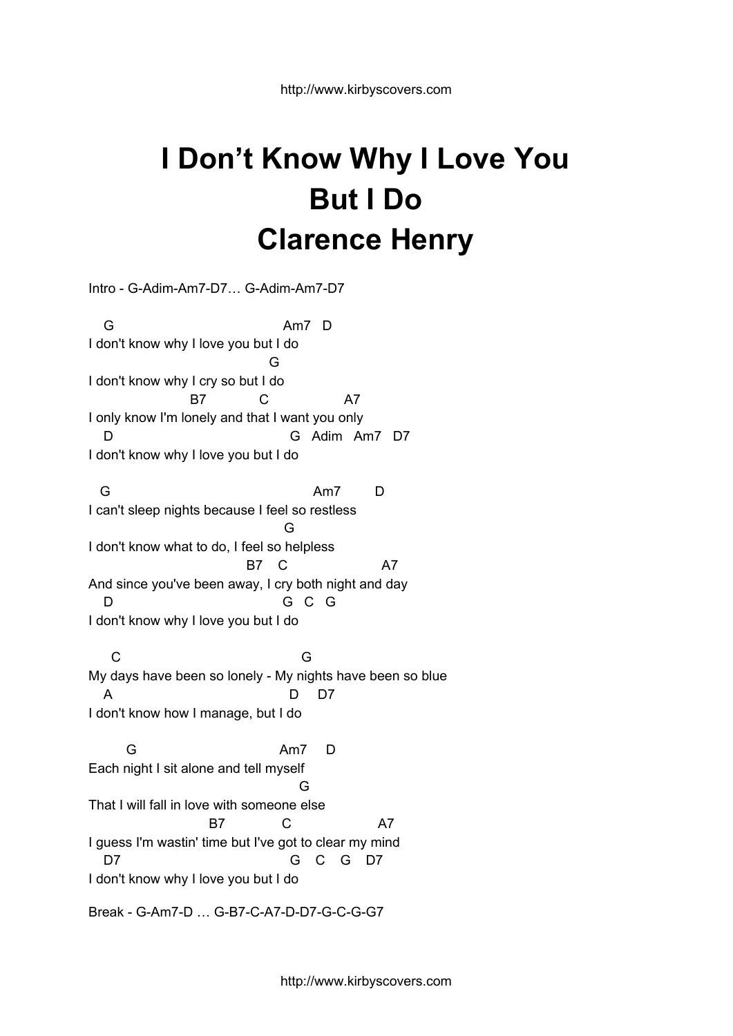# I Don't Know Why I Love You But I Do
# Clarence Henry

Intro - G-Adim-Am7-D7… G-Adim-Am7-D7

```
   G                                  Am7   D
I don't know why I love you but I do
                                   G
I don't know why I cry so but I do
                 B7           C                 A7
I only know I'm lonely and that I want you only
   D                                  G   Adim   Am7   D7
I don't know why I love you but I do

  G                                        Am7        D
I can't sleep nights because I feel so restless
                                     G
I don't know what to do, I feel so helpless
                           B7    C                    A7
And since you've been away, I cry both night and day
   D                                G   C   G
I don't know why I love you but I do

     C                                   G
My days have been so lonely - My nights have been so blue
   A                                  D     D7
I don't know how I manage, but I do

       G                             Am7     D
Each night I sit alone and tell myself
                                        G
That I will fall in love with someone else
                     B7             C                  A7
I guess I'm wastin' time but I've got to clear my mind
   D7                                 G    C    G    D7
I don't know why I love you but I do
```

Break - G-Am7-D … G-B7-C-A7-D-D7-G-C-G-G7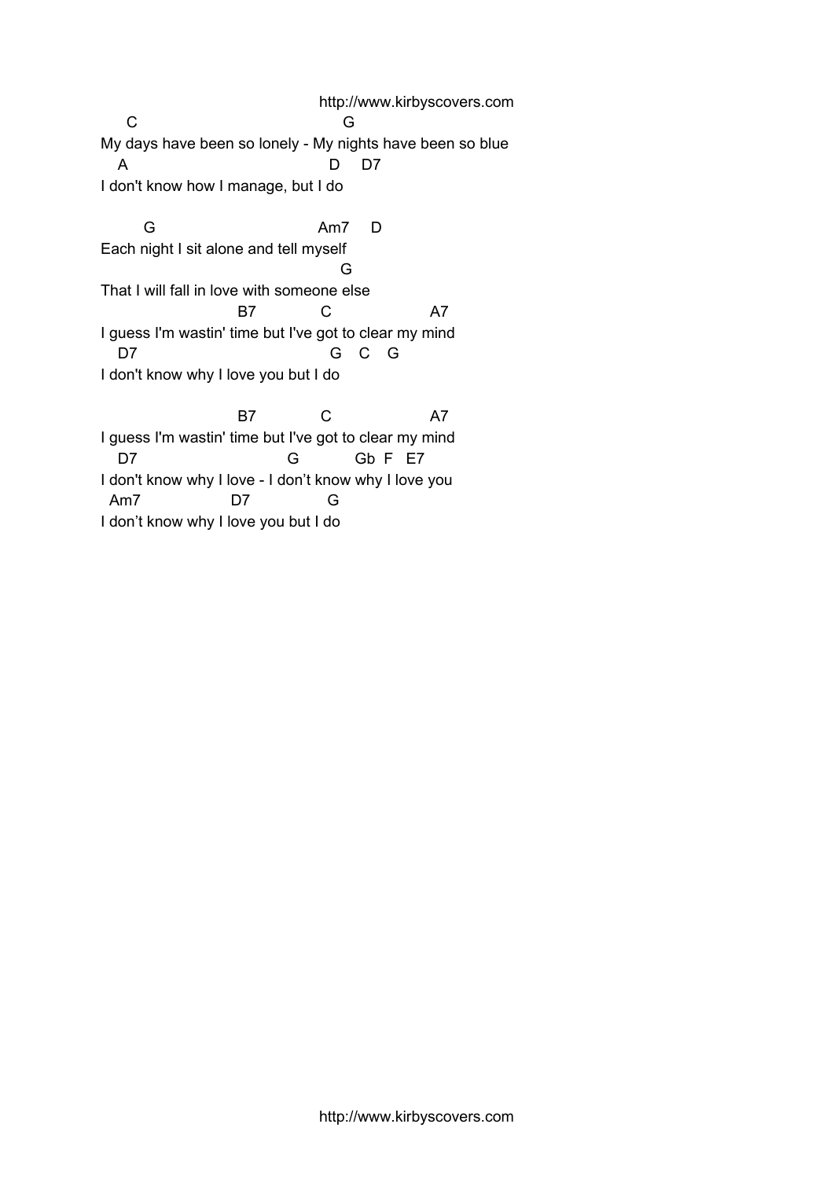```
      C                                          G
My days have been so lonely - My nights have been so blue
   A                                         D     D7
I don't know how I manage, but I do

        G                                Am7     D
Each night I sit alone and tell myself
                                                  G
That I will fall in love with someone else
                          B7            C                  A7
I guess I'm wastin' time but I've got to clear my mind
   D7                                    G    C    G
I don't know why I love you but I do

                          B7            C                  A7
I guess I'm wastin' time but I've got to clear my mind
   D7                           G           Gb  F   E7
I don't know why I love - I don't know why I love you
  Am7                 D7               G
I don't know why I love you but I do
```